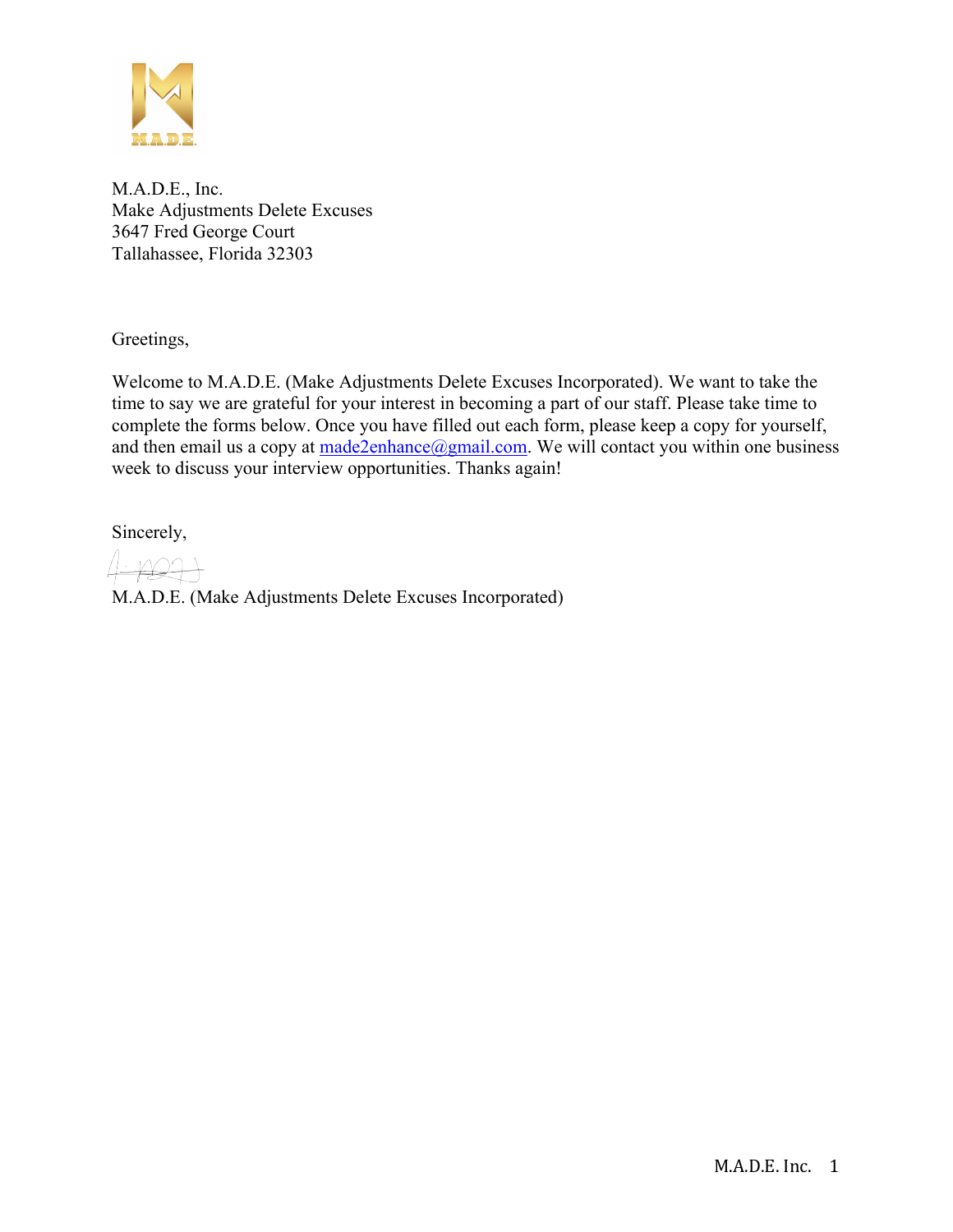M.A.D.E., Inc.
Make Adjustments Delete Excuses
3647 Fred George Court
Tallahassee, Florida 32303

Greetings,

Welcome to M.A.D.E. (Make Adjustments Delete Excuses Incorporated). We want to take the time to say we are grateful for your interest in becoming a part of our staff. Please take time to complete the forms below. Once you have filled out each form, please keep a copy for yourself, and then email us a copy at made2enhance@gmail.com. We will contact you within one business week to discuss your interview opportunities. Thanks again!

Sincerely,

M.A.D.E. (Make Adjustments Delete Excuses Incorporated)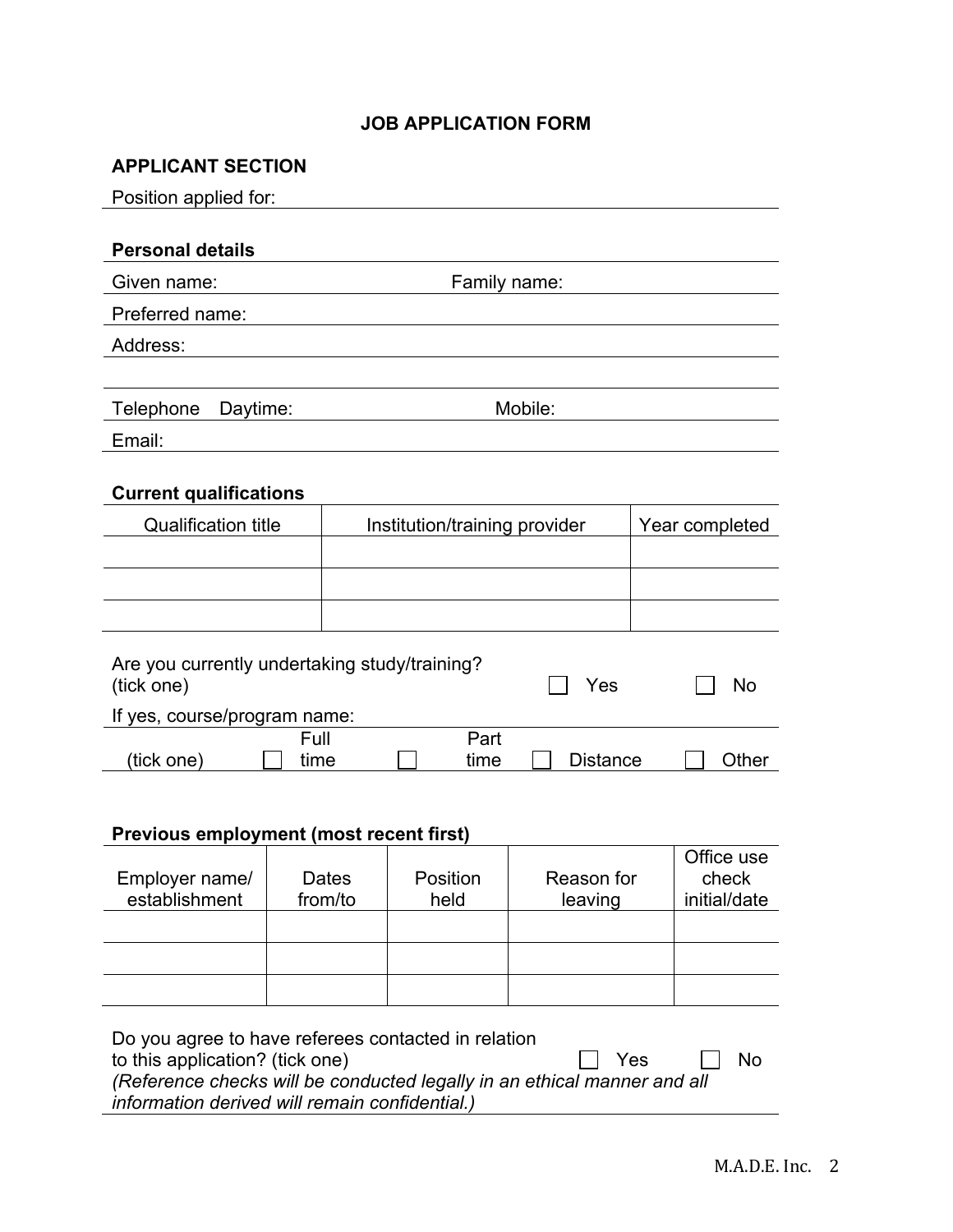# JOB APPLICATION FORM

## APPLICANT SECTION

Position applied for:

### Personal details

Given name: Family name:

Preferred name:

Address:

Telephone Daytime: Mobile:

Email:

### Current qualifications

| Qualification title | Institution/training provider | Year completed |
|---|---|---|
| | | |
| | | |
| | | |

Are you currently undertaking study/training? (tick one) ☐ Yes ☐ No

If yes, course/program name:

(tick one) ☐ Full time ☐ Part time ☐ Distance ☐ Other

### Previous employment (most recent first)

| Employer name/ establishment | Dates from/to | Position held | Reason for leaving | Office use check initial/date |
|---|---|---|---|---|
| | | | | |
| | | | | |
| | | | | |

Do you agree to have referees contacted in relation to this application? (tick one) ☐ Yes ☐ No

*(Reference checks will be conducted legally in an ethical manner and all information derived will remain confidential.)*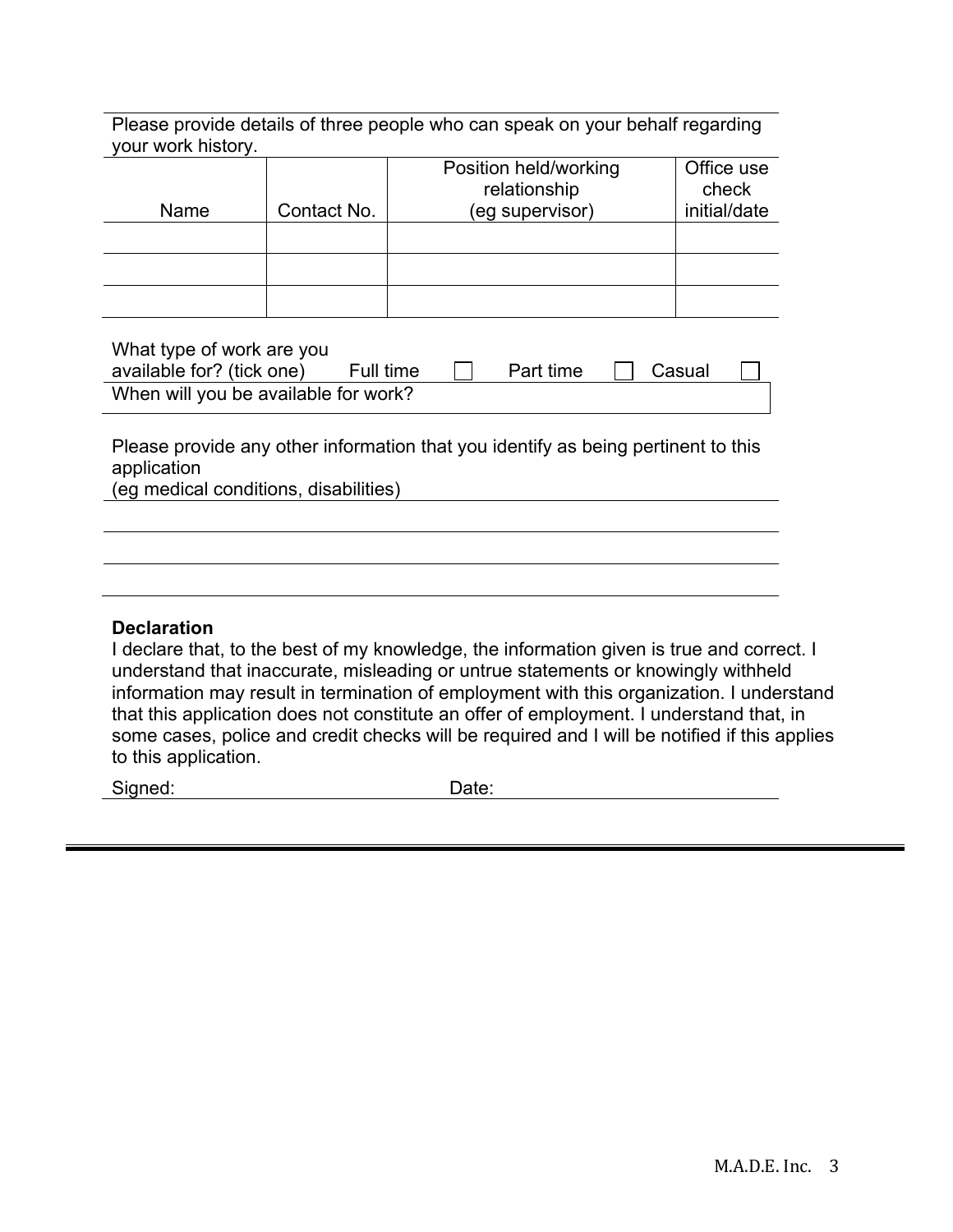Please provide details of three people who can speak on your behalf regarding your work history.

| Name | Contact No. | Position held/working relationship (eg supervisor) | Office use check initial/date |
|---|---|---|---|
| | | | |
| | | | |
| | | | |

What type of work are you available for? (tick one) Full time ☐ Part time ☐ Casual ☐

When will you be available for work?

Please provide any other information that you identify as being pertinent to this application
(eg medical conditions, disabilities)

**Declaration**

I declare that, to the best of my knowledge, the information given is true and correct. I understand that inaccurate, misleading or untrue statements or knowingly withheld information may result in termination of employment with this organization. I understand that this application does not constitute an offer of employment. I understand that, in some cases, police and credit checks will be required and I will be notified if this applies to this application.

Signed: Date: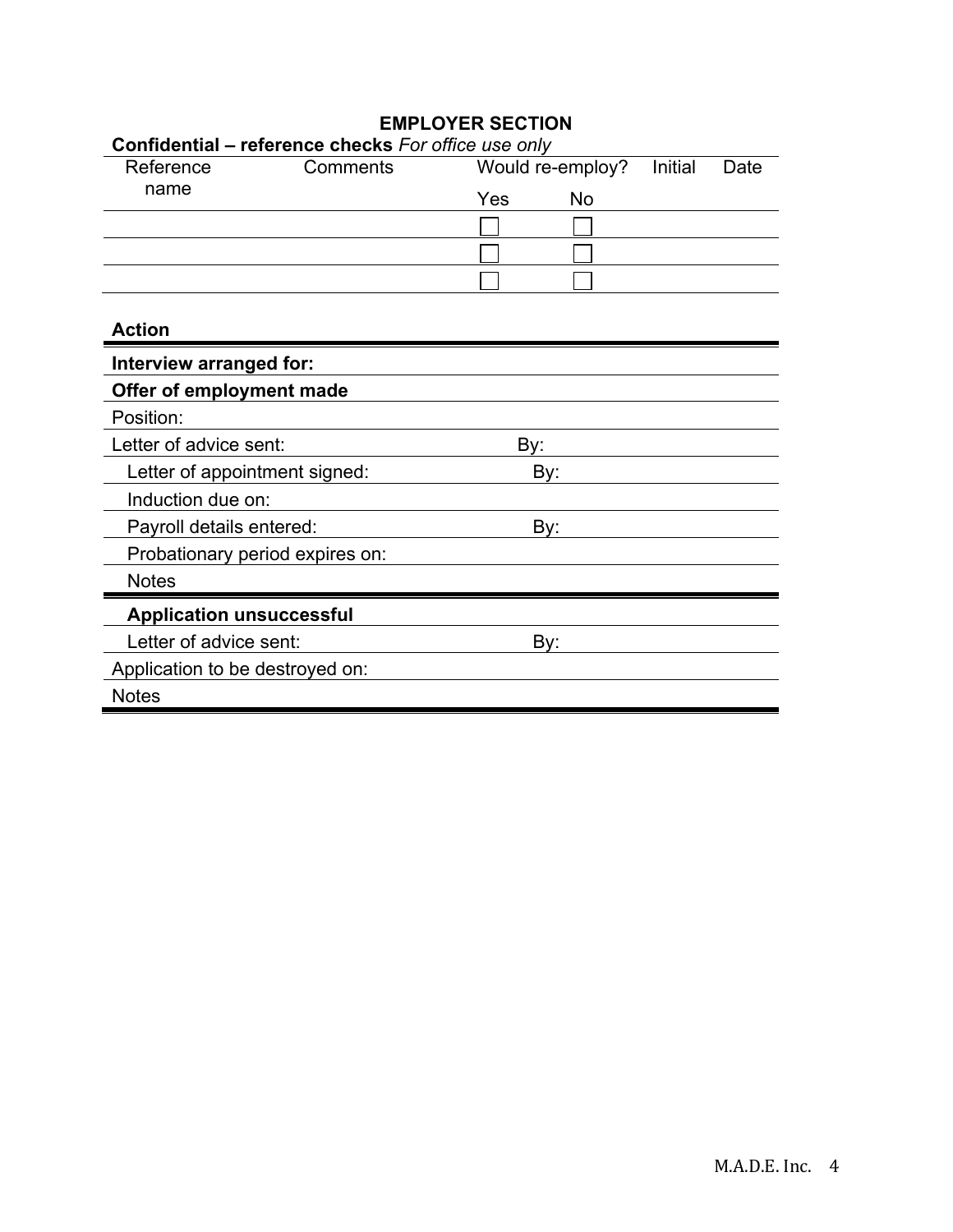## EMPLOYER SECTION

**Confidential – reference checks** *For office use only*

| Reference name | Comments | Would re-employy? | | Initial | Date |
|---|---|---|---|---|---|
| | | Yes | No | | |
| | | ☐ | ☐ | | |
| | | ☐ | ☐ | | |
| | | ☐ | ☐ | | |

**Action**

| | |
|---|---|
| **Interview arranged for:** | |
| **Offer of employment made** | |
| Position: | |
| Letter of advice sent: | By: |
| Letter of appointment signed: | By: |
| Induction due on: | |
| Payroll details entered: | By: |
| Probationary period expires on: | |
| Notes | |
| **Application unsuccessful** | |
| Letter of advice sent: | By: |
| Application to be destroyed on: | |
| Notes | |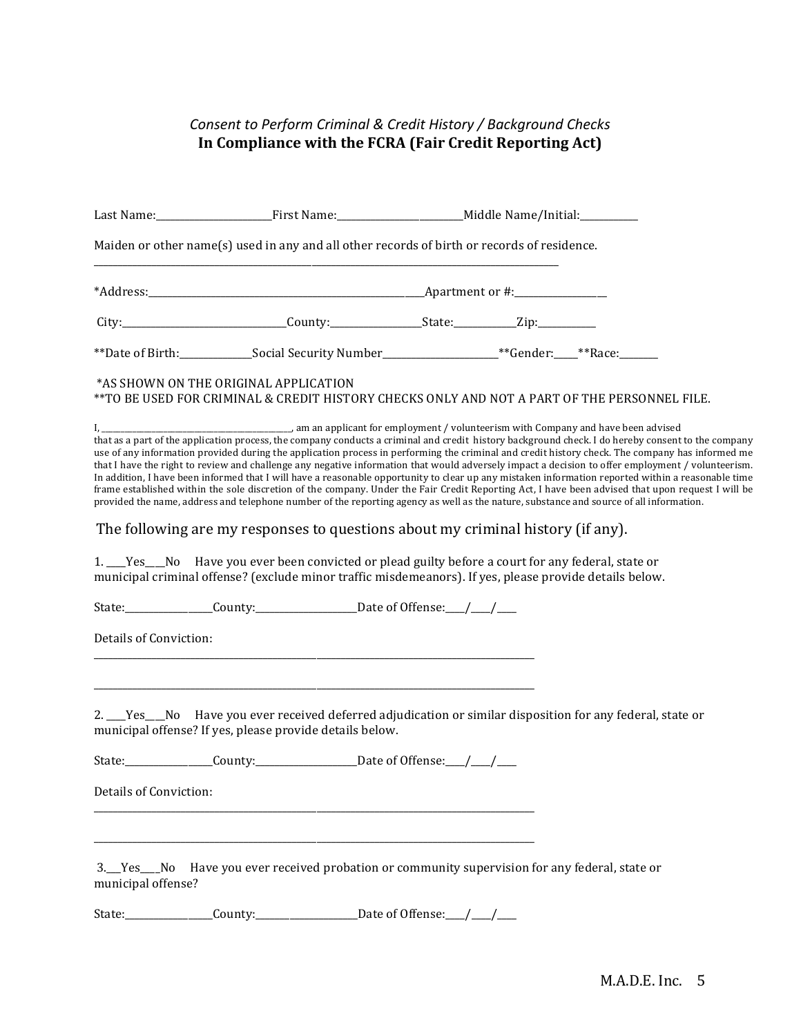*Consent to Perform Criminal & Credit History / Background Checks*

**In Compliance with the FCRA (Fair Credit Reporting Act)**

Last Name:________________________First Name:_________________________Middle Name/Initial:____________

Maiden or other name(s) used in any and all other records of birth or records of residence.

_____________________________________________________________________________________________

*Address:_____________________________________________________________Apartment or #:___________________

City:__________________________________County:__________________State:____________Zip:____________

**Date of Birth:______________Social Security Number_______________________**Gender:_____**Race:________

*AS SHOWN ON THE ORIGINAL APPLICATION

**TO BE USED FOR CRIMINAL & CREDIT HISTORY CHECKS ONLY AND NOT A PART OF THE PERSONNEL FILE.

I, ______________________________________, am an applicant for employment / volunteerism with Company and have been advised that as a part of the application process, the company conducts a criminal and credit history background check. I do hereby consent to the company use of any information provided during the application process in performing the criminal and credit history check. The company has informed me that I have the right to review and challenge any negative information that would adversely impact a decision to offer employment / volunteerism. In addition, I have been informed that I will have a reasonable opportunity to clear up any mistaken information reported within a reasonable time frame established within the sole discretion of the company. Under the Fair Credit Reporting Act, I have been advised that upon request I will be provided the name, address and telephone number of the reporting agency as well as the nature, substance and source of all information.

The following are my responses to questions about my criminal history (if any).

1. ____Yes___No Have you ever been convicted or plead guilty before a court for any federal, state or municipal criminal offense? (exclude minor traffic misdemeanors). If yes, please provide details below.

State:_________________County:_____________________Date of Offense:____/____/____

Details of Conviction:

_____________________________________________________________________________________________

_____________________________________________________________________________________________

2. ____Yes___No Have you ever received deferred adjudication or similar disposition for any federal, state or municipal offense? If yes, please provide details below.

State:_________________County:_____________________Date of Offense:____/____/____

Details of Conviction:

_____________________________________________________________________________________________

_____________________________________________________________________________________________

3.___Yes____No Have you ever received probation or community supervision for any federal, state or municipal offense?

State:_________________County:_____________________Date of Offense:____/____/____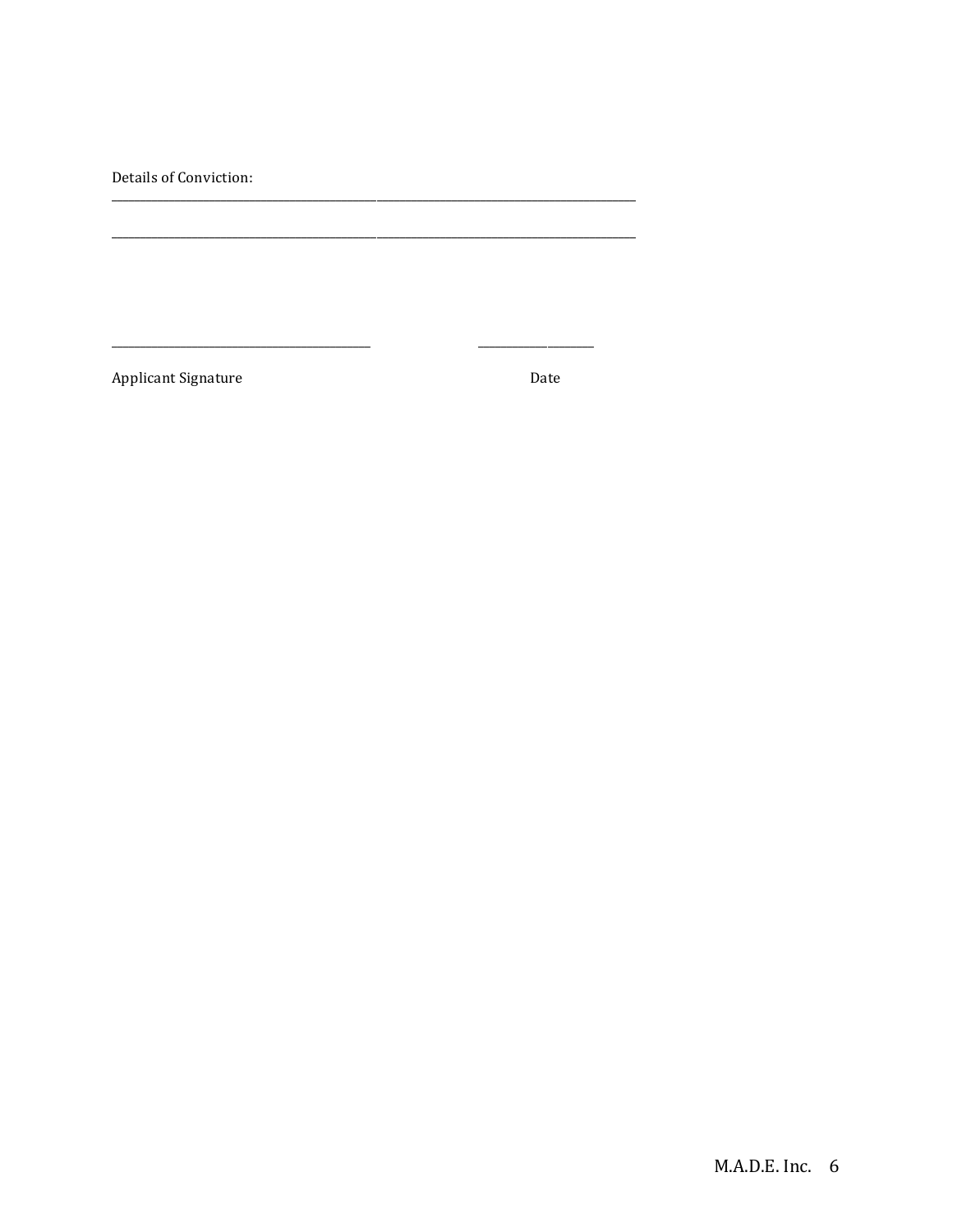Details of Conviction:

________________________________________________________________________________

________________________________________________________________________________

________________________________________ ________________

Applicant Signature Date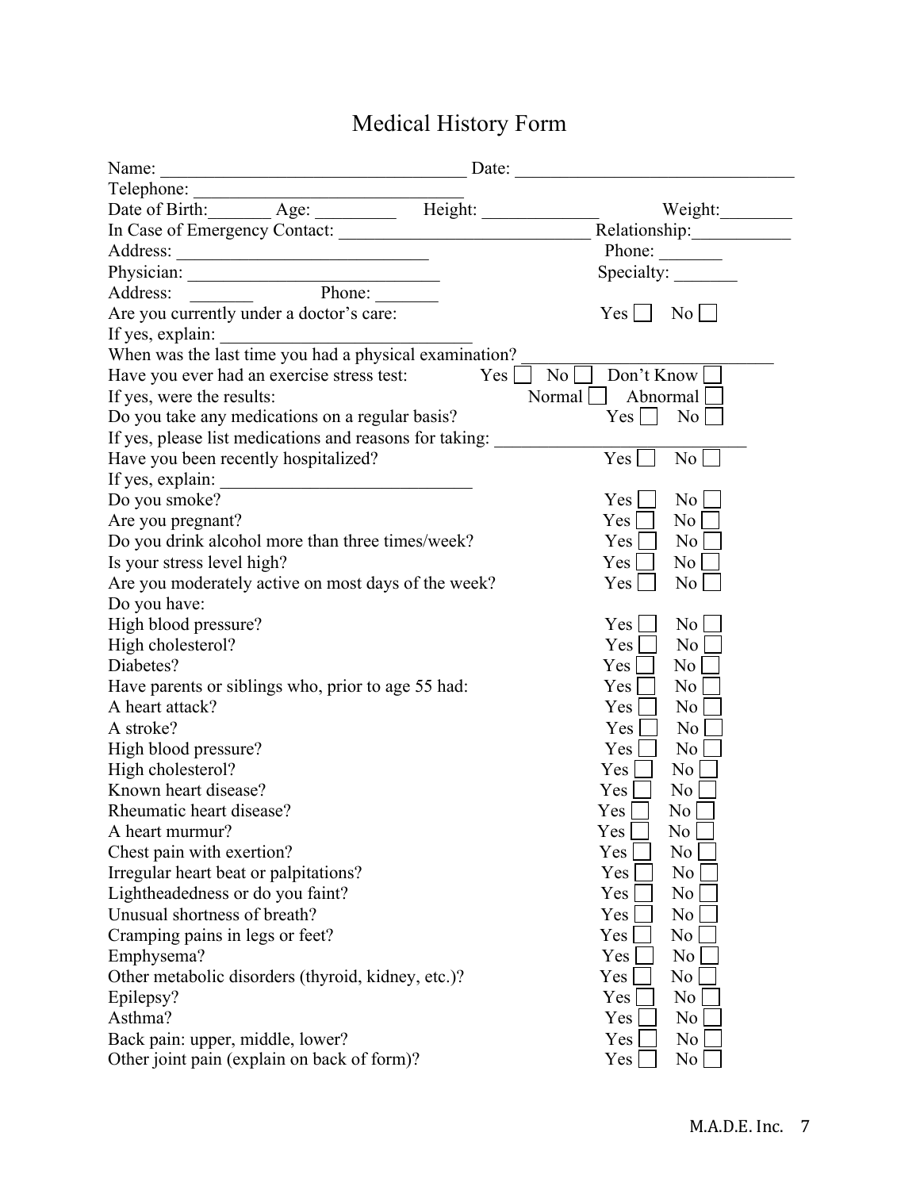# Medical History Form

Name: ___________________________________ Date: _______________________________

Telephone: ______________________________

Date of Birth:_______ Age: _________ Height: _____________ Weight:________

In Case of Emergency Contact: ___________________________ Relationship:___________

Address: _____________________________ Phone: _______

Physician: ____________________________ Specialty: _______

Address: _______ Phone: _______

Are you currently under a doctor's care: Yes ☐ No ☐

If yes, explain: _____________________________

When was the last time you had a physical examination? ___________________________

Have you ever had an exercise stress test: Yes ☐ No ☐ Don't Know ☐

If yes, were the results: Normal ☐ Abnormal ☐

Do you take any medications on a regular basis? Yes ☐ No ☐

If yes, please list medications and reasons for taking: ____________________________

Have you been recently hospitalized? Yes ☐ No ☐

If yes, explain: _____________________________

Do you smoke? Yes ☐ No ☐

Are you pregnant? Yes ☐ No ☐

Do you drink alcohol more than three times/week? Yes ☐ No ☐

Is your stress level high? Yes ☐ No ☐

Are you moderately active on most days of the week? Yes ☐ No ☐

Do you have:

High blood pressure? Yes ☐ No ☐

High cholesterol? Yes ☐ No ☐

Diabetes? Yes ☐ No ☐

Have parents or siblings who, prior to age 55 had: Yes ☐ No ☐

A heart attack? Yes ☐ No ☐

A stroke? Yes ☐ No ☐

High blood pressure? Yes ☐ No ☐

High cholesterol? Yes ☐ No ☐

Known heart disease? Yes ☐ No ☐

Rheumatic heart disease? Yes ☐ No ☐

A heart murmur? Yes ☐ No ☐

Chest pain with exertion? Yes ☐ No ☐

Irregular heart beat or palpitations? Yes ☐ No ☐

Lightheadedness or do you faint? Yes ☐ No ☐

Unusual shortness of breath? Yes ☐ No ☐

Cramping pains in legs or feet? Yes ☐ No ☐

Emphysema? Yes ☐ No ☐

Other metabolic disorders (thyroid, kidney, etc.)? Yes ☐ No ☐

Epilepsy? Yes ☐ No ☐

Asthma? Yes ☐ No ☐

Back pain: upper, middle, lower? Yes ☐ No ☐

Other joint pain (explain on back of form)? Yes ☐ No ☐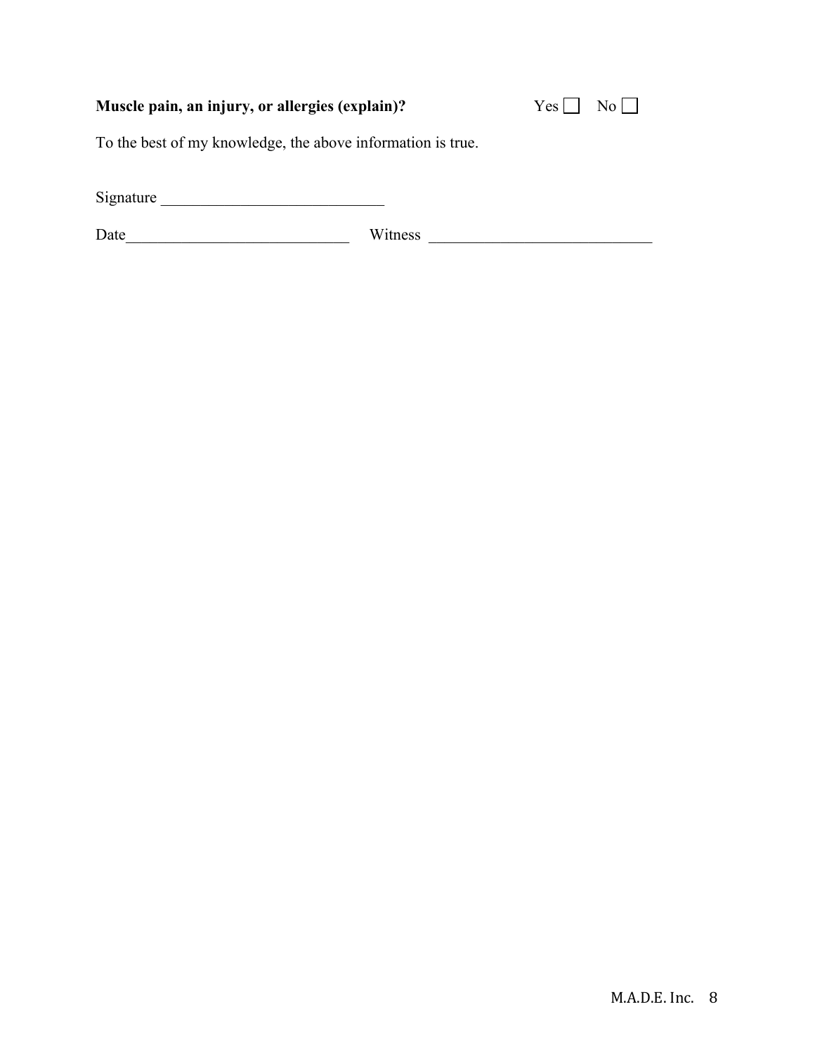**Muscle pain, an injury, or allergies (explain)?** Yes ☐ No ☐

To the best of my knowledge, the above information is true.

Signature ___________________________

Date___________________________ Witness ___________________________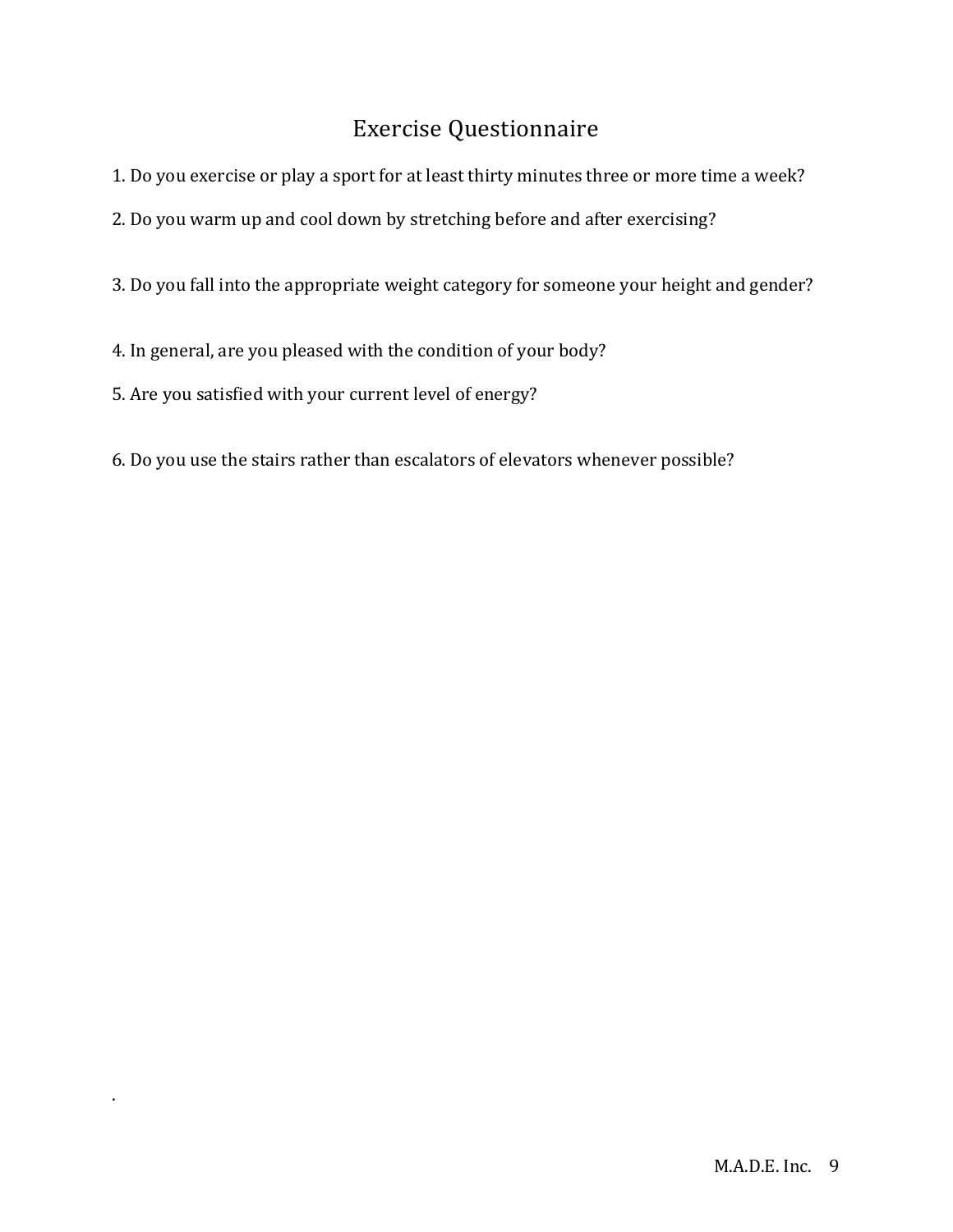# Exercise Questionnaire

1. Do you exercise or play a sport for at least thirty minutes three or more time a week?

2. Do you warm up and cool down by stretching before and after exercising?

3. Do you fall into the appropriate weight category for someone your height and gender?

4. In general, are you pleased with the condition of your body?

5. Are you satisfied with your current level of energy?

6. Do you use the stairs rather than escalators of elevators whenever possible?

.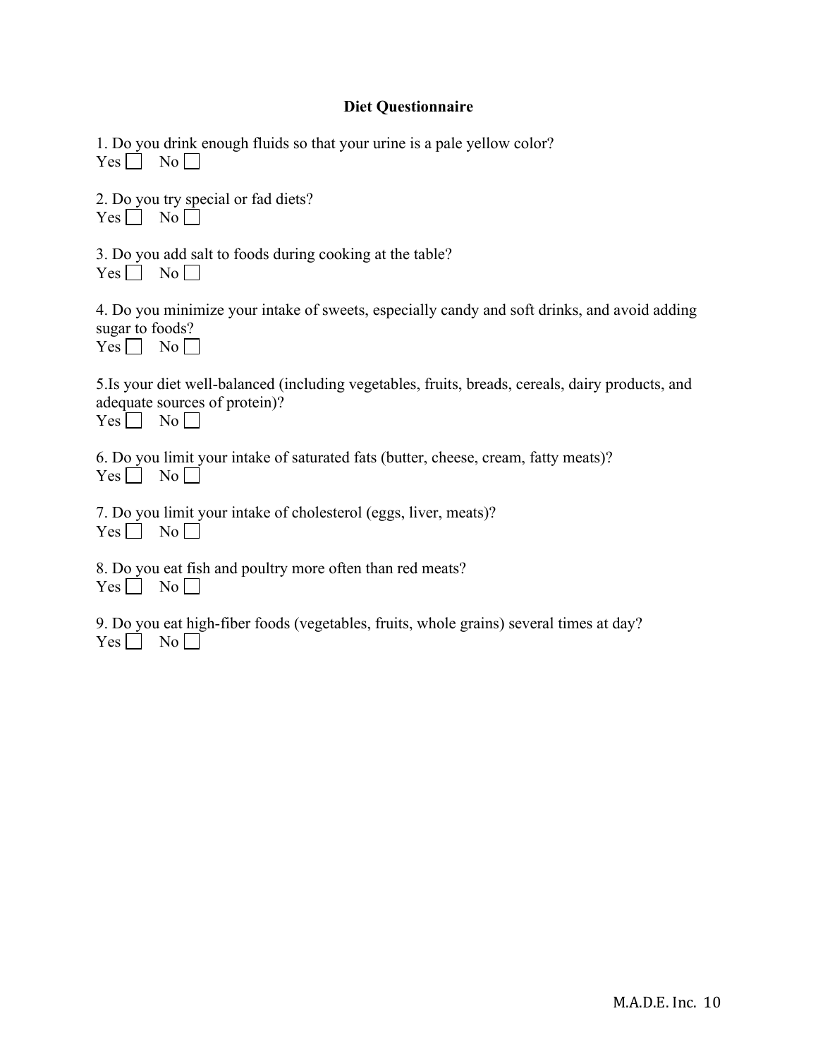## Diet Questionnaire

1. Do you drink enough fluids so that your urine is a pale yellow color?
Yes ☐ No ☐

2. Do you try special or fad diets?
Yes ☐ No ☐

3. Do you add salt to foods during cooking at the table?
Yes ☐ No ☐

4. Do you minimize your intake of sweets, especially candy and soft drinks, and avoid adding sugar to foods?
Yes ☐ No ☐

5.Is your diet well-balanced (including vegetables, fruits, breads, cereals, dairy products, and adequate sources of protein)?
Yes ☐ No ☐

6. Do you limit your intake of saturated fats (butter, cheese, cream, fatty meats)?
Yes ☐ No ☐

7. Do you limit your intake of cholesterol (eggs, liver, meats)?
Yes ☐ No ☐

8. Do you eat fish and poultry more often than red meats?
Yes ☐ No ☐

9. Do you eat high-fiber foods (vegetables, fruits, whole grains) several times at day?
Yes ☐ No ☐